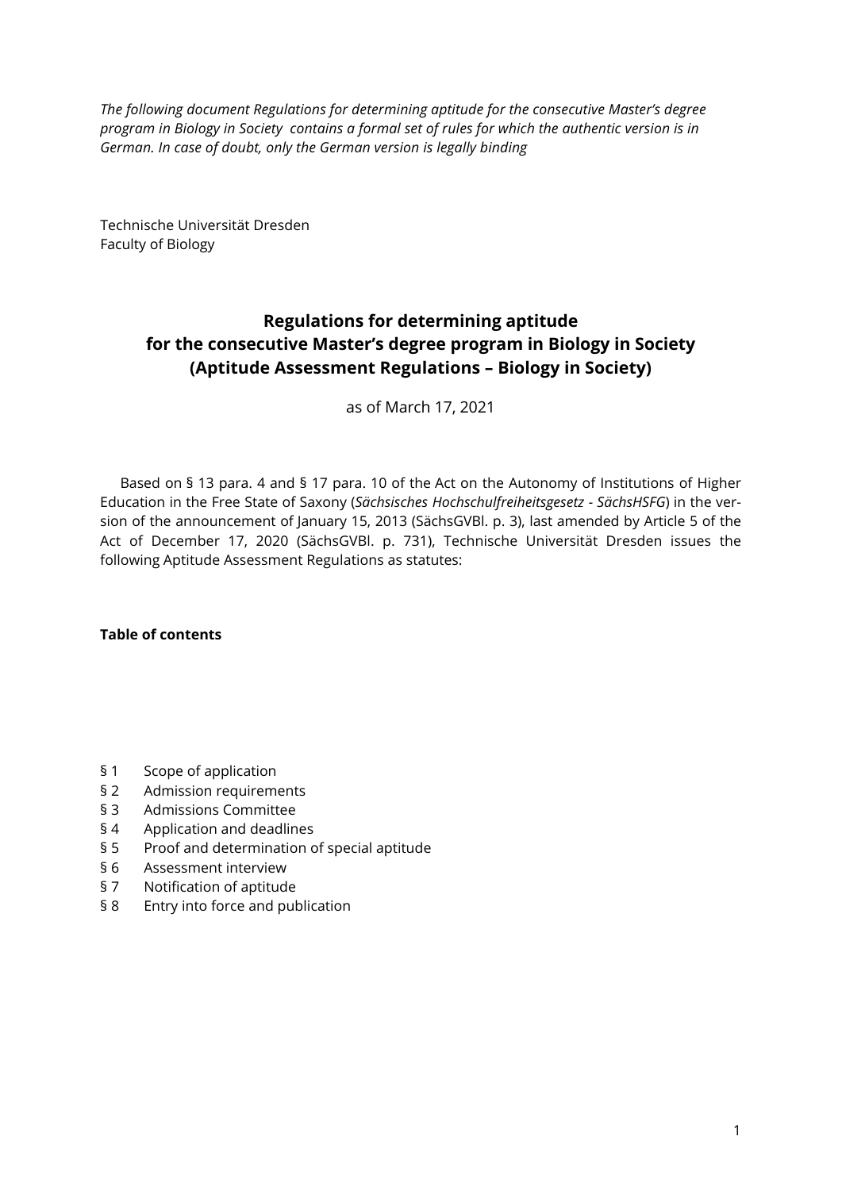*The following document Regulations for determining aptitude for the consecutive Master's degree program in Biology in Society contains a formal set of rules for which the authentic version is in German. In case of doubt, only the German version is legally binding*

Technische Universität Dresden
Faculty of Biology

# Regulations for determining aptitude for the consecutive Master's degree program in Biology in Society (Aptitude Assessment Regulations – Biology in Society)

as of March 17, 2021

Based on § 13 para. 4 and § 17 para. 10 of the Act on the Autonomy of Institutions of Higher Education in the Free State of Saxony (*Sächsisches Hochschulfreiheitsgesetz - SächsHSFG*) in the version of the announcement of January 15, 2013 (SächsGVBl. p. 3), last amended by Article 5 of the Act of December 17, 2020 (SächsGVBl. p. 731), Technische Universität Dresden issues the following Aptitude Assessment Regulations as statutes:

**Table of contents**

- § 1 Scope of application
- § 2 Admission requirements
- § 3 Admissions Committee
- § 4 Application and deadlines
- § 5 Proof and determination of special aptitude
- § 6 Assessment interview
- § 7 Notification of aptitude
- § 8 Entry into force and publication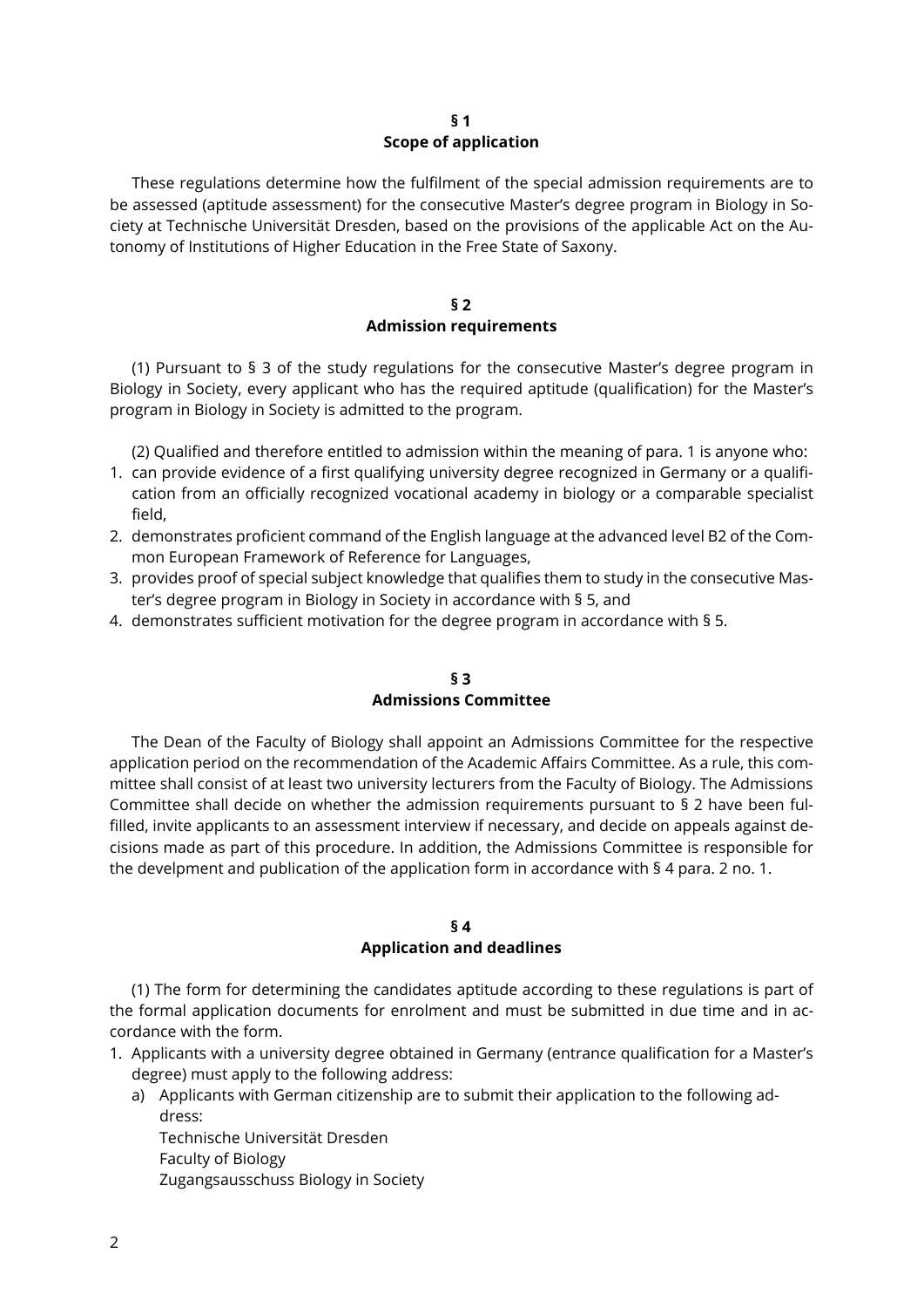## § 1
## Scope of application

These regulations determine how the fulfilment of the special admission requirements are to be assessed (aptitude assessment) for the consecutive Master's degree program in Biology in Society at Technische Universität Dresden, based on the provisions of the applicable Act on the Autonomy of Institutions of Higher Education in the Free State of Saxony.

## § 2
## Admission requirements

(1) Pursuant to § 3 of the study regulations for the consecutive Master's degree program in Biology in Society, every applicant who has the required aptitude (qualification) for the Master's program in Biology in Society is admitted to the program.

(2) Qualified and therefore entitled to admission within the meaning of para. 1 is anyone who:

1. can provide evidence of a first qualifying university degree recognized in Germany or a qualification from an officially recognized vocational academy in biology or a comparable specialist field,
2. demonstrates proficient command of the English language at the advanced level B2 of the Common European Framework of Reference for Languages,
3. provides proof of special subject knowledge that qualifies them to study in the consecutive Master's degree program in Biology in Society in accordance with § 5, and
4. demonstrates sufficient motivation for the degree program in accordance with § 5.

## § 3
## Admissions Committee

The Dean of the Faculty of Biology shall appoint an Admissions Committee for the respective application period on the recommendation of the Academic Affairs Committee. As a rule, this committee shall consist of at least two university lecturers from the Faculty of Biology. The Admissions Committee shall decide on whether the admission requirements pursuant to § 2 have been fulfilled, invite applicants to an assessment interview if necessary, and decide on appeals against decisions made as part of this procedure. In addition, the Admissions Committee is responsible for the develpment and publication of the application form in accordance with § 4 para. 2 no. 1.

## § 4
## Application and deadlines

(1) The form for determining the candidates aptitude according to these regulations is part of the formal application documents for enrolment and must be submitted in due time and in accordance with the form.

1. Applicants with a university degree obtained in Germany (entrance qualification for a Master's degree) must apply to the following address:
   a) Applicants with German citizenship are to submit their application to the following address:
      Technische Universität Dresden
      Faculty of Biology
      Zugangsausschuss Biology in Society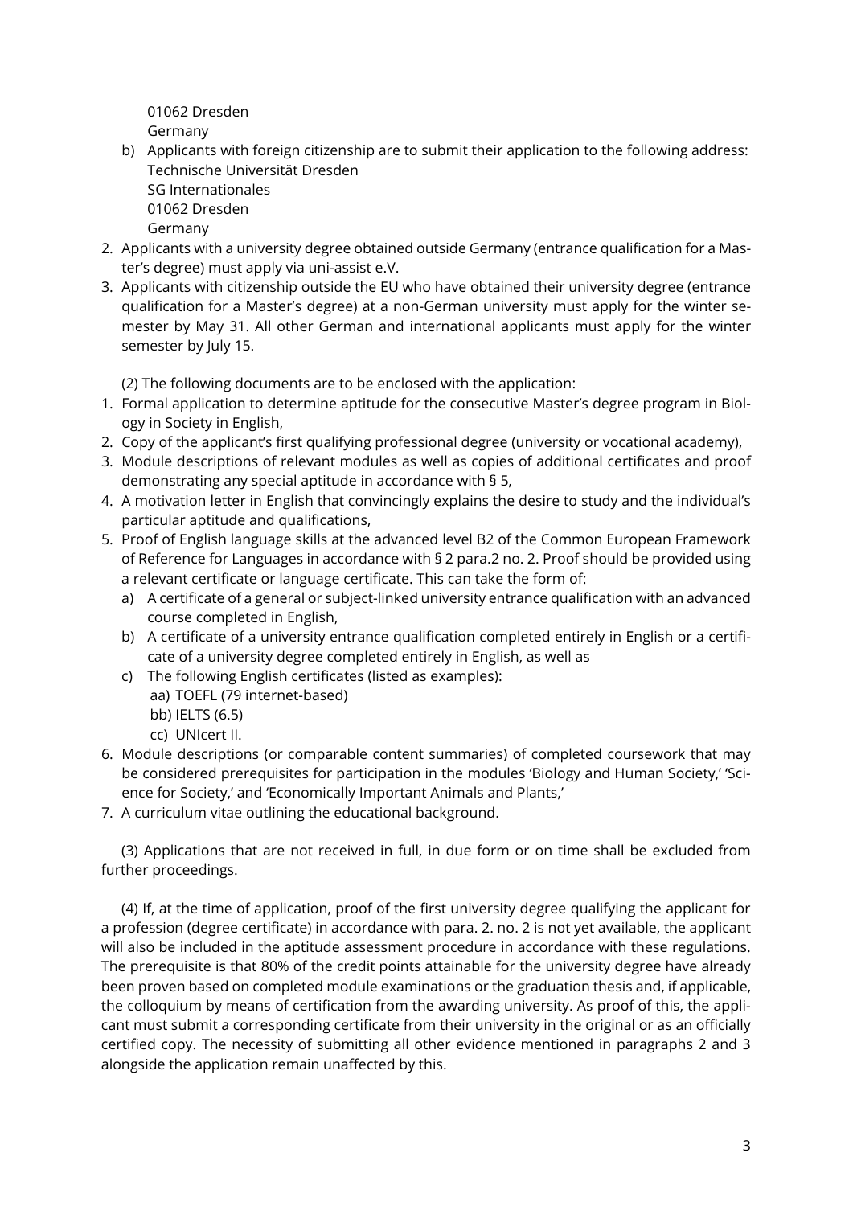01062 Dresden
Germany

b) Applicants with foreign citizenship are to submit their application to the following address:
   Technische Universität Dresden
   SG Internationales
   01062 Dresden
   Germany

2. Applicants with a university degree obtained outside Germany (entrance qualification for a Master's degree) must apply via uni-assist e.V.
3. Applicants with citizenship outside the EU who have obtained their university degree (entrance qualification for a Master's degree) at a non-German university must apply for the winter semester by May 31. All other German and international applicants must apply for the winter semester by July 15.

(2) The following documents are to be enclosed with the application:

1. Formal application to determine aptitude for the consecutive Master's degree program in Biology in Society in English,
2. Copy of the applicant's first qualifying professional degree (university or vocational academy),
3. Module descriptions of relevant modules as well as copies of additional certificates and proof demonstrating any special aptitude in accordance with § 5,
4. A motivation letter in English that convincingly explains the desire to study and the individual's particular aptitude and qualifications,
5. Proof of English language skills at the advanced level B2 of the Common European Framework of Reference for Languages in accordance with § 2 para.2 no. 2. Proof should be provided using a relevant certificate or language certificate. This can take the form of:
   a) A certificate of a general or subject-linked university entrance qualification with an advanced course completed in English,
   b) A certificate of a university entrance qualification completed entirely in English or a certificate of a university degree completed entirely in English, as well as
   c) The following English certificates (listed as examples):
      aa) TOEFL (79 internet-based)
      bb) IELTS (6.5)
      cc) UNIcert II.
6. Module descriptions (or comparable content summaries) of completed coursework that may be considered prerequisites for participation in the modules 'Biology and Human Society,' 'Science for Society,' and 'Economically Important Animals and Plants,'
7. A curriculum vitae outlining the educational background.

(3) Applications that are not received in full, in due form or on time shall be excluded from further proceedings.

(4) If, at the time of application, proof of the first university degree qualifying the applicant for a profession (degree certificate) in accordance with para. 2. no. 2 is not yet available, the applicant will also be included in the aptitude assessment procedure in accordance with these regulations. The prerequisite is that 80% of the credit points attainable for the university degree have already been proven based on completed module examinations or the graduation thesis and, if applicable, the colloquium by means of certification from the awarding university. As proof of this, the applicant must submit a corresponding certificate from their university in the original or as an officially certified copy. The necessity of submitting all other evidence mentioned in paragraphs 2 and 3 alongside the application remain unaffected by this.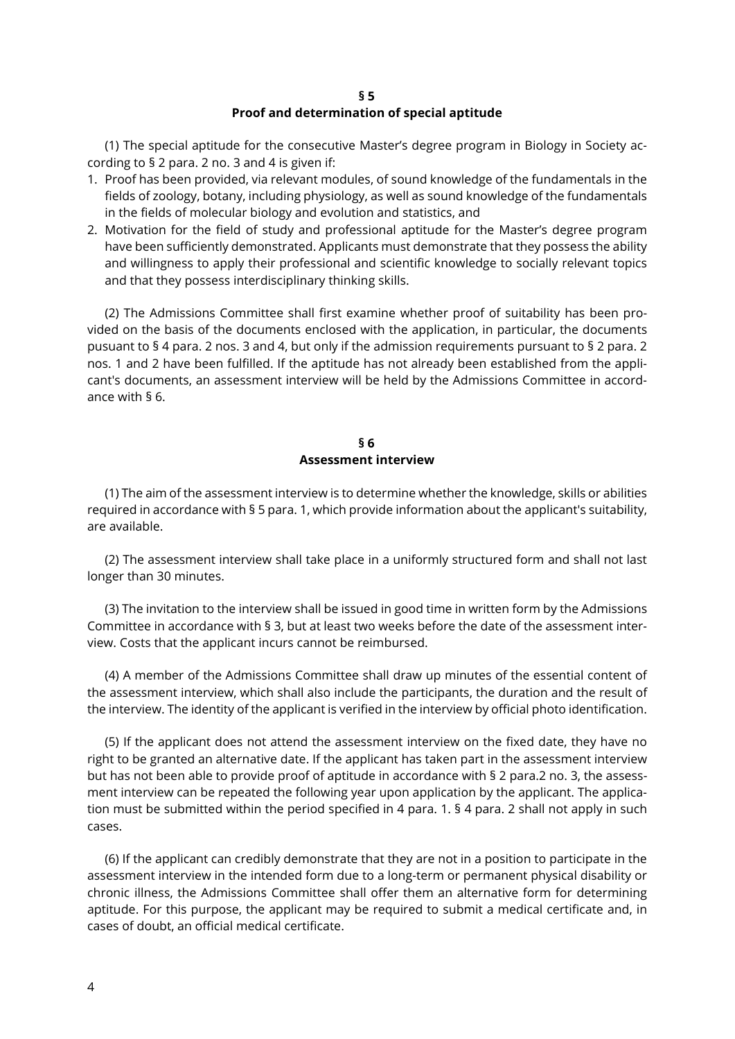## § 5
## Proof and determination of special aptitude

(1) The special aptitude for the consecutive Master's degree program in Biology in Society according to § 2 para. 2 no. 3 and 4 is given if:

1. Proof has been provided, via relevant modules, of sound knowledge of the fundamentals in the fields of zoology, botany, including physiology, as well as sound knowledge of the fundamentals in the fields of molecular biology and evolution and statistics, and
2. Motivation for the field of study and professional aptitude for the Master's degree program have been sufficiently demonstrated. Applicants must demonstrate that they possess the ability and willingness to apply their professional and scientific knowledge to socially relevant topics and that they possess interdisciplinary thinking skills.

(2) The Admissions Committee shall first examine whether proof of suitability has been provided on the basis of the documents enclosed with the application, in particular, the documents pusuant to § 4 para. 2 nos. 3 and 4, but only if the admission requirements pursuant to § 2 para. 2 nos. 1 and 2 have been fulfilled. If the aptitude has not already been established from the applicant's documents, an assessment interview will be held by the Admissions Committee in accordance with § 6.

## § 6
## Assessment interview

(1) The aim of the assessment interview is to determine whether the knowledge, skills or abilities required in accordance with § 5 para. 1, which provide information about the applicant's suitability, are available.

(2) The assessment interview shall take place in a uniformly structured form and shall not last longer than 30 minutes.

(3) The invitation to the interview shall be issued in good time in written form by the Admissions Committee in accordance with § 3, but at least two weeks before the date of the assessment interview. Costs that the applicant incurs cannot be reimbursed.

(4) A member of the Admissions Committee shall draw up minutes of the essential content of the assessment interview, which shall also include the participants, the duration and the result of the interview. The identity of the applicant is verified in the interview by official photo identification.

(5) If the applicant does not attend the assessment interview on the fixed date, they have no right to be granted an alternative date. If the applicant has taken part in the assessment interview but has not been able to provide proof of aptitude in accordance with § 2 para.2 no. 3, the assessment interview can be repeated the following year upon application by the applicant. The application must be submitted within the period specified in 4 para. 1. § 4 para. 2 shall not apply in such cases.

(6) If the applicant can credibly demonstrate that they are not in a position to participate in the assessment interview in the intended form due to a long-term or permanent physical disability or chronic illness, the Admissions Committee shall offer them an alternative form for determining aptitude. For this purpose, the applicant may be required to submit a medical certificate and, in cases of doubt, an official medical certificate.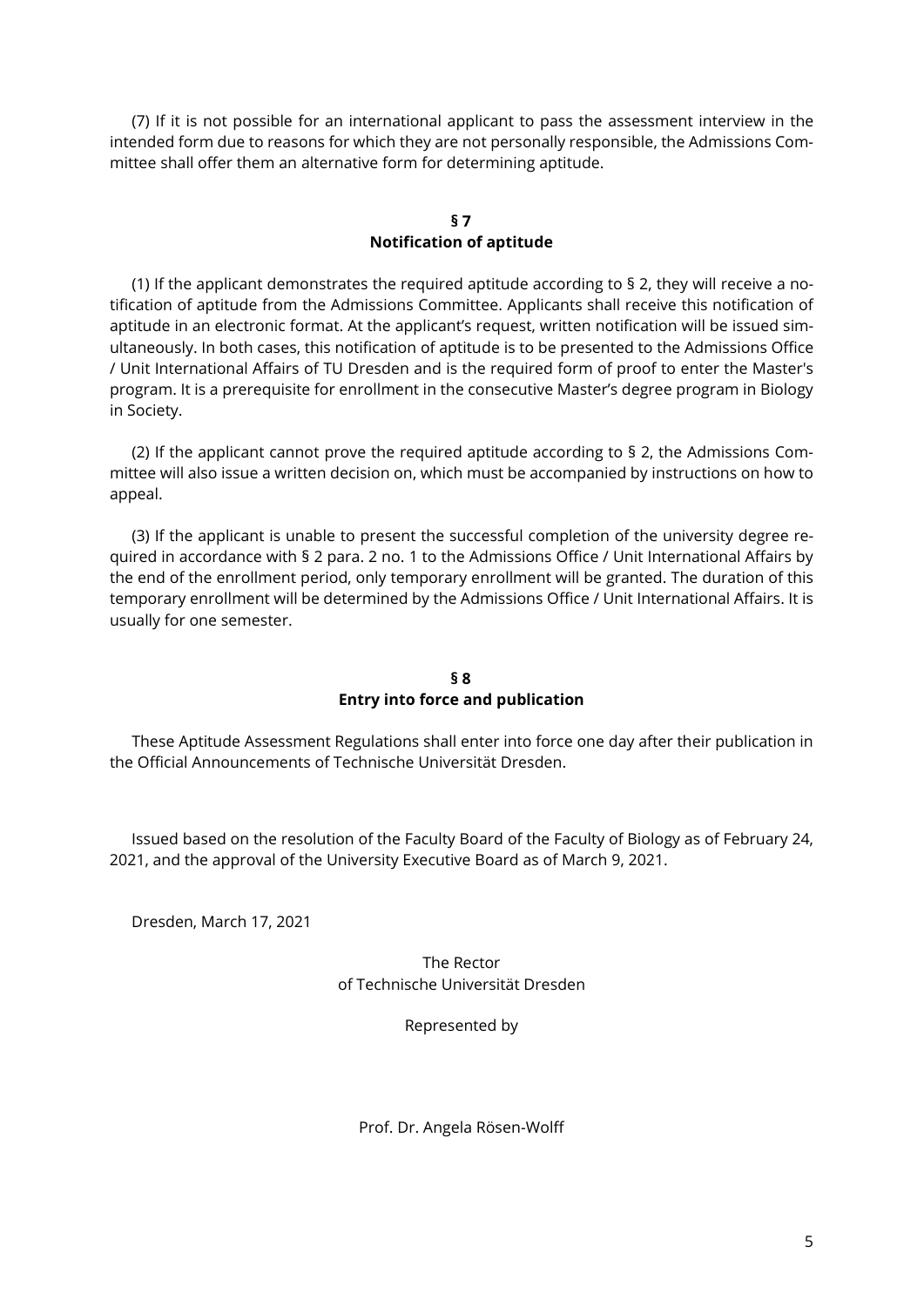(7) If it is not possible for an international applicant to pass the assessment interview in the intended form due to reasons for which they are not personally responsible, the Admissions Committee shall offer them an alternative form for determining aptitude.

## § 7
## Notification of aptitude

(1) If the applicant demonstrates the required aptitude according to § 2, they will receive a notification of aptitude from the Admissions Committee. Applicants shall receive this notification of aptitude in an electronic format. At the applicant's request, written notification will be issued simultaneously. In both cases, this notification of aptitude is to be presented to the Admissions Office / Unit International Affairs of TU Dresden and is the required form of proof to enter the Master's program. It is a prerequisite for enrollment in the consecutive Master's degree program in Biology in Society.

(2) If the applicant cannot prove the required aptitude according to § 2, the Admissions Committee will also issue a written decision on, which must be accompanied by instructions on how to appeal.

(3) If the applicant is unable to present the successful completion of the university degree required in accordance with § 2 para. 2 no. 1 to the Admissions Office / Unit International Affairs by the end of the enrollment period, only temporary enrollment will be granted. The duration of this temporary enrollment will be determined by the Admissions Office / Unit International Affairs. It is usually for one semester.

## § 8
## Entry into force and publication

These Aptitude Assessment Regulations shall enter into force one day after their publication in the Official Announcements of Technische Universität Dresden.

Issued based on the resolution of the Faculty Board of the Faculty of Biology as of February 24, 2021, and the approval of the University Executive Board as of March 9, 2021.

Dresden, March 17, 2021

The Rector
of Technische Universität Dresden

Represented by

Prof. Dr. Angela Rösen-Wolff